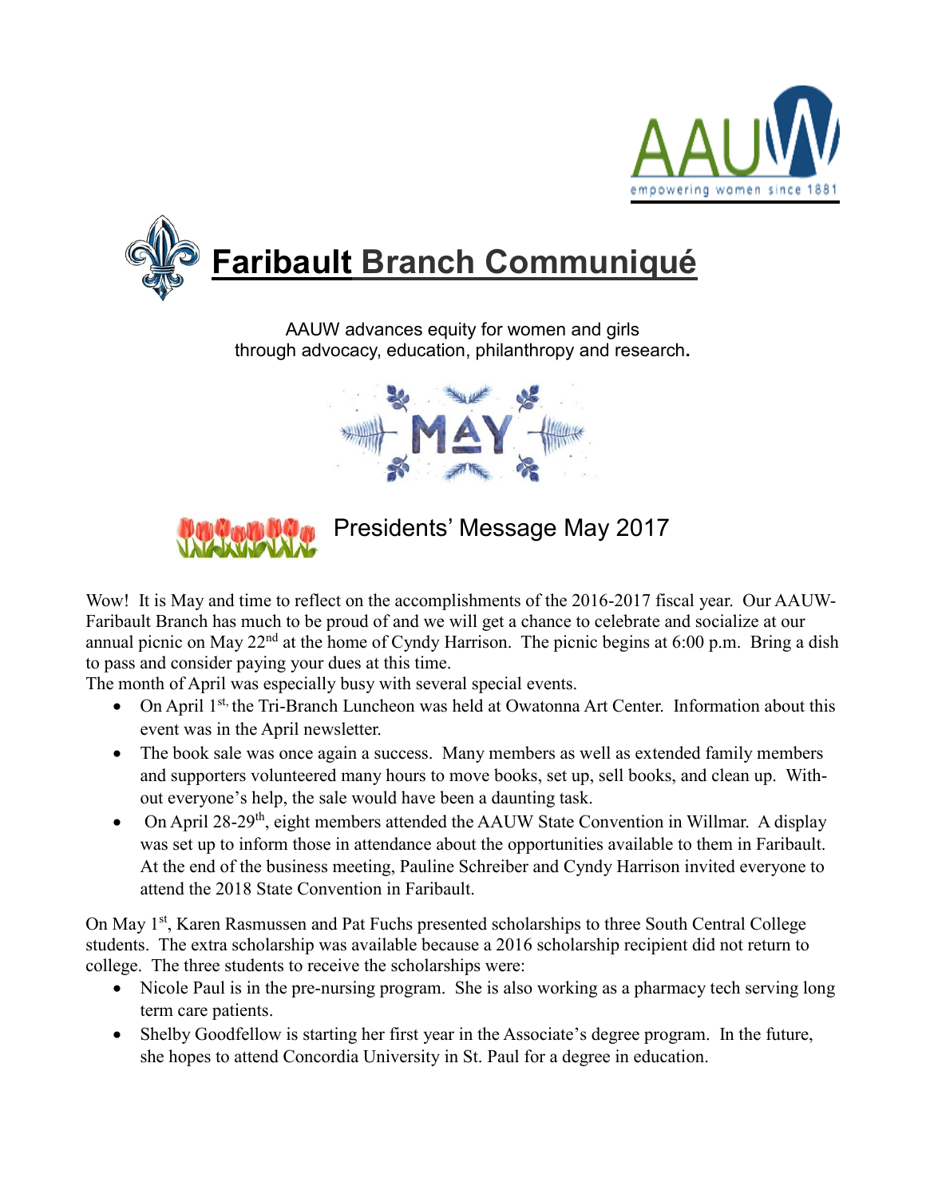# Faribault Branch Communiqué

AAUW advances equity for women and girls
through advocacy, education, philanthropy and research.

MAY

## Presidents' Message May 2017

Wow! It is May and time to reflect on the accomplishments of the 2016-2017 fiscal year. Our AAUW-Faribault Branch has much to be proud of and we will get a chance to celebrate and socialize at our annual picnic on May 22nd at the home of Cyndy Harrison. The picnic begins at 6:00 p.m. Bring a dish to pass and consider paying your dues at this time.

The month of April was especially busy with several special events.

- On April 1st, the Tri-Branch Luncheon was held at Owatonna Art Center. Information about this event was in the April newsletter.
- The book sale was once again a success. Many members as well as extended family members and supporters volunteered many hours to move books, set up, sell books, and clean up. Without everyone's help, the sale would have been a daunting task.
- On April 28-29th, eight members attended the AAUW State Convention in Willmar. A display was set up to inform those in attendance about the opportunities available to them in Faribault. At the end of the business meeting, Pauline Schreiber and Cyndy Harrison invited everyone to attend the 2018 State Convention in Faribault.

On May 1st, Karen Rasmussen and Pat Fuchs presented scholarships to three South Central College students. The extra scholarship was available because a 2016 scholarship recipient did not return to college. The three students to receive the scholarships were:

- Nicole Paul is in the pre-nursing program. She is also working as a pharmacy tech serving long term care patients.
- Shelby Goodfellow is starting her first year in the Associate's degree program. In the future, she hopes to attend Concordia University in St. Paul for a degree in education.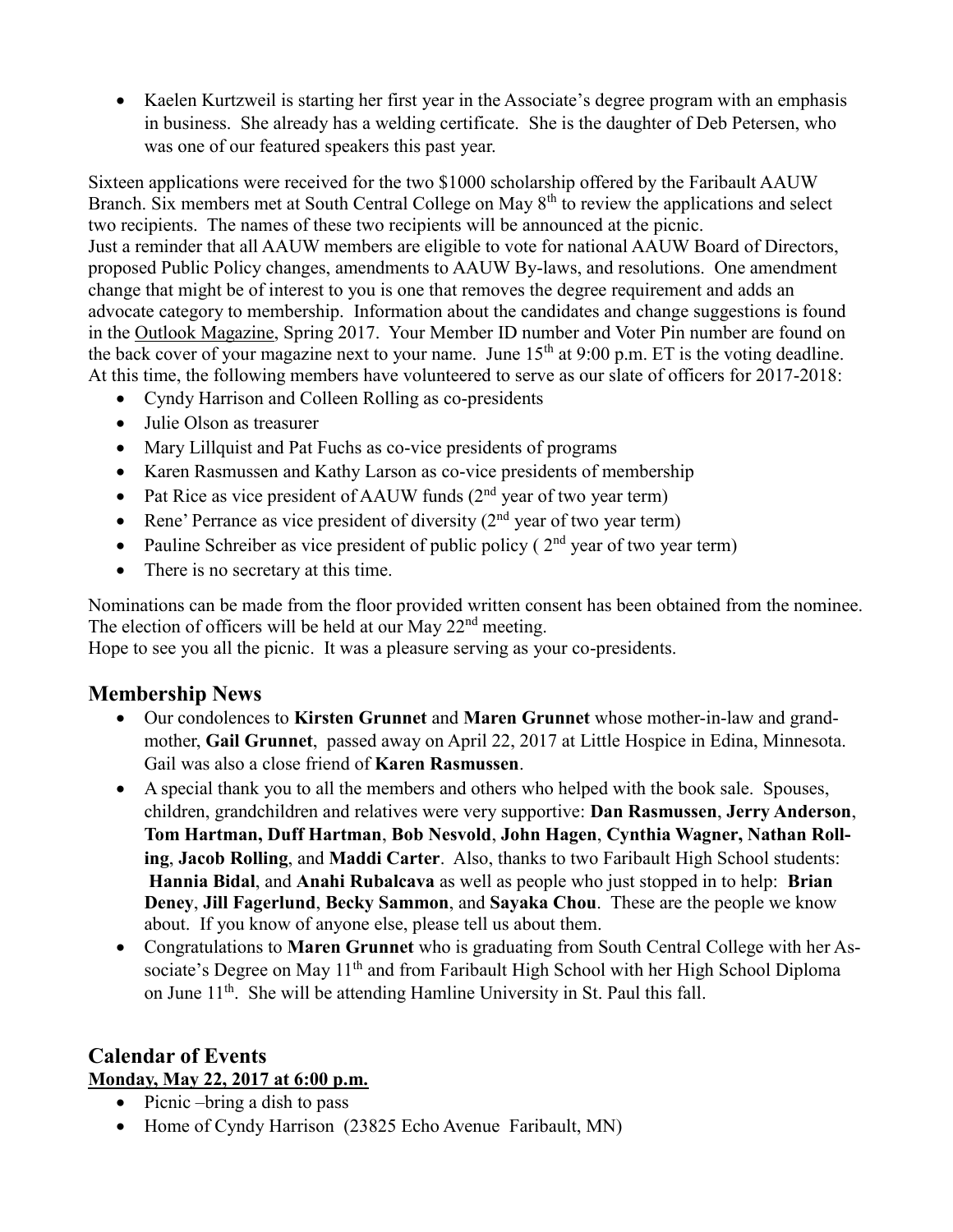- Kaelen Kurtzweil is starting her first year in the Associate's degree program with an emphasis in business. She already has a welding certificate. She is the daughter of Deb Petersen, who was one of our featured speakers this past year.

Sixteen applications were received for the two $1000 scholarship offered by the Faribault AAUW Branch. Six members met at South Central College on May 8th to review the applications and select two recipients. The names of these two recipients will be announced at the picnic.
Just a reminder that all AAUW members are eligible to vote for national AAUW Board of Directors, proposed Public Policy changes, amendments to AAUW By-laws, and resolutions. One amendment change that might be of interest to you is one that removes the degree requirement and adds an advocate category to membership. Information about the candidates and change suggestions is found in the Outlook Magazine, Spring 2017. Your Member ID number and Voter Pin number are found on the back cover of your magazine next to your name. June 15th at 9:00 p.m. ET is the voting deadline.
At this time, the following members have volunteered to serve as our slate of officers for 2017-2018:

- Cyndy Harrison and Colleen Rolling as co-presidents
- Julie Olson as treasurer
- Mary Lillquist and Pat Fuchs as co-vice presidents of programs
- Karen Rasmussen and Kathy Larson as co-vice presidents of membership
- Pat Rice as vice president of AAUW funds (2nd year of two year term)
- Rene' Perrance as vice president of diversity (2nd year of two year term)
- Pauline Schreiber as vice president of public policy ( 2nd year of two year term)
- There is no secretary at this time.

Nominations can be made from the floor provided written consent has been obtained from the nominee. The election of officers will be held at our May 22nd meeting.
Hope to see you all the picnic. It was a pleasure serving as your co-presidents.

## Membership News

- Our condolences to **Kirsten Grunnet** and **Maren Grunnet** whose mother-in-law and grand-mother, **Gail Grunnet**, passed away on April 22, 2017 at Little Hospice in Edina, Minnesota. Gail was also a close friend of **Karen Rasmussen**.
- A special thank you to all the members and others who helped with the book sale. Spouses, children, grandchildren and relatives were very supportive: **Dan Rasmussen**, **Jerry Anderson**, **Tom Hartman, Duff Hartman**, **Bob Nesvold**, **John Hagen**, **Cynthia Wagner, Nathan Rolling**, **Jacob Rolling**, and **Maddi Carter**. Also, thanks to two Faribault High School students: **Hannia Bidal**, and **Anahi Rubalcava** as well as people who just stopped in to help: **Brian Deney**, **Jill Fagerlund**, **Becky Sammon**, and **Sayaka Chou**. These are the people we know about. If you know of anyone else, please tell us about them.
- Congratulations to **Maren Grunnet** who is graduating from South Central College with her Associate's Degree on May 11th and from Faribault High School with her High School Diploma on June 11th. She will be attending Hamline University in St. Paul this fall.

## Calendar of Events

**Monday, May 22, 2017 at 6:00 p.m.**

- Picnic –bring a dish to pass
- Home of Cyndy Harrison (23825 Echo Avenue Faribault, MN)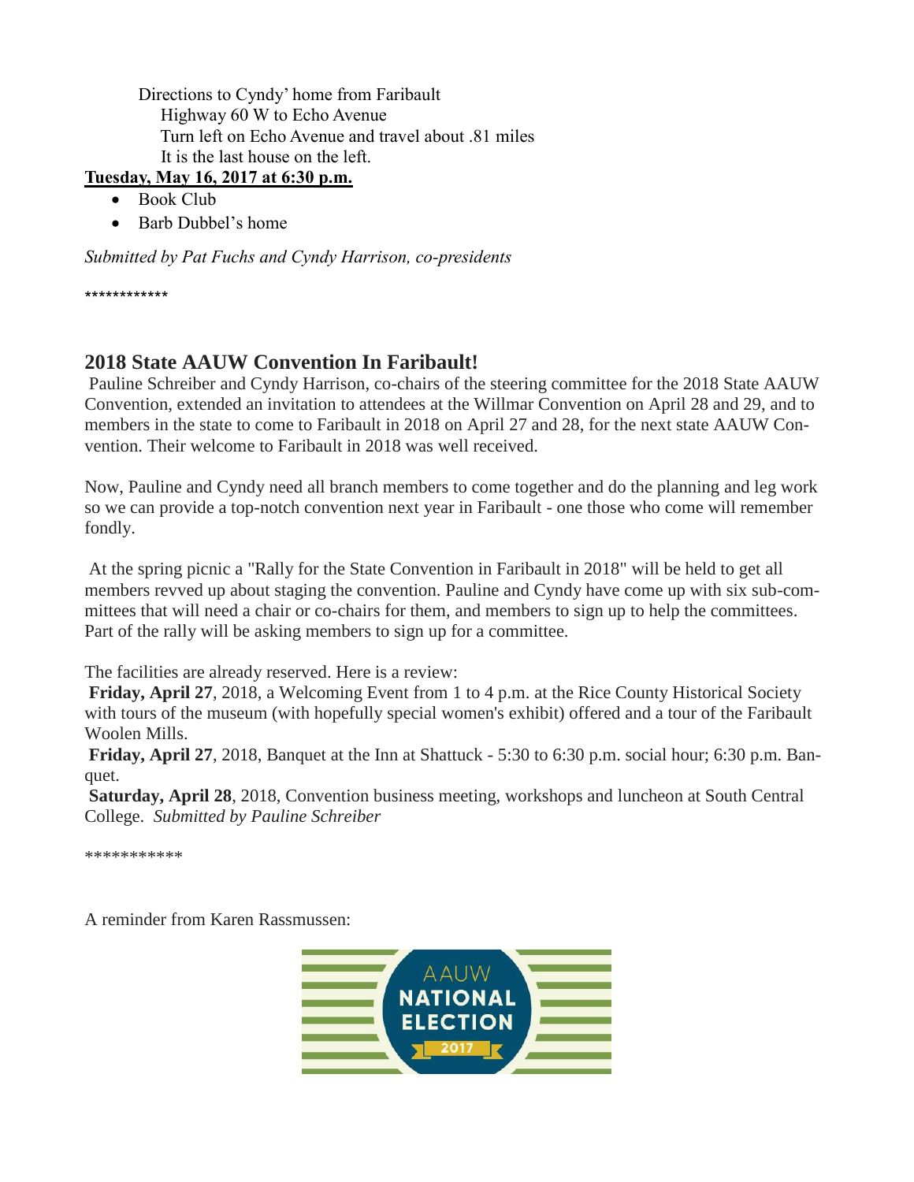Directions to Cyndy' home from Faribault
Highway 60 W to Echo Avenue
Turn left on Echo Avenue and travel about .81 miles
It is the last house on the left.

**Tuesday, May 16, 2017 at 6:30 p.m.**

- Book Club
- Barb Dubbel's home

*Submitted by Pat Fuchs and Cyndy Harrison, co-presidents*

************

## 2018 State AAUW Convention In Faribault!

Pauline Schreiber and Cyndy Harrison, co-chairs of the steering committee for the 2018 State AAUW Convention, extended an invitation to attendees at the Willmar Convention on April 28 and 29, and to members in the state to come to Faribault in 2018 on April 27 and 28, for the next state AAUW Convention. Their welcome to Faribault in 2018 was well received.

Now, Pauline and Cyndy need all branch members to come together and do the planning and leg work so we can provide a top-notch convention next year in Faribault - one those who come will remember fondly.

At the spring picnic a "Rally for the State Convention in Faribault in 2018" will be held to get all members revved up about staging the convention. Pauline and Cyndy have come up with six sub-committees that will need a chair or co-chairs for them, and members to sign up to help the committees. Part of the rally will be asking members to sign up for a committee.

The facilities are already reserved. Here is a review:

**Friday, April 27**, 2018, a Welcoming Event from 1 to 4 p.m. at the Rice County Historical Society with tours of the museum (with hopefully special women's exhibit) offered and a tour of the Faribault Woolen Mills.

**Friday, April 27**, 2018, Banquet at the Inn at Shattuck - 5:30 to 6:30 p.m. social hour; 6:30 p.m. Banquet.

**Saturday, April 28**, 2018, Convention business meeting, workshops and luncheon at South Central College. *Submitted by Pauline Schreiber*

***********

A reminder from Karen Rassmussen:

AAUW NATIONAL ELECTION 2017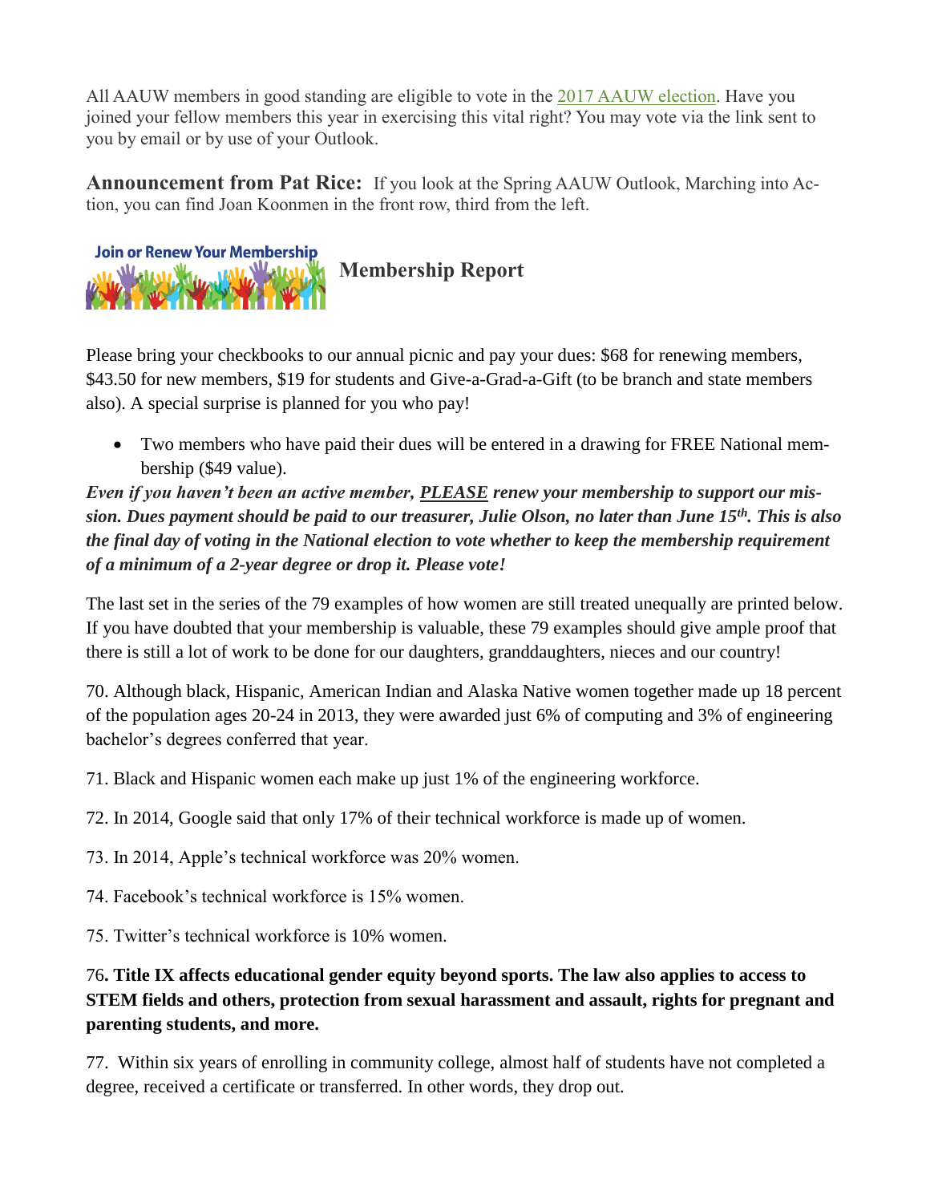All AAUW members in good standing are eligible to vote in the 2017 AAUW election. Have you joined your fellow members this year in exercising this vital right? You may vote via the link sent to you by email or by use of your Outlook.

**Announcement from Pat Rice:** If you look at the Spring AAUW Outlook, Marching into Action, you can find Joan Koonmen in the front row, third from the left.

## Membership Report

Please bring your checkbooks to our annual picnic and pay your dues: $68 for renewing members, $43.50 for new members, $19 for students and Give-a-Grad-a-Gift (to be branch and state members also). A special surprise is planned for you who pay!

- Two members who have paid their dues will be entered in a drawing for FREE National membership ($49 value).

***Even if you haven't been an active member, PLEASE renew your membership to support our mission. Dues payment should be paid to our treasurer, Julie Olson, no later than June 15th. This is also the final day of voting in the National election to vote whether to keep the membership requirement of a minimum of a 2-year degree or drop it. Please vote!***

The last set in the series of the 79 examples of how women are still treated unequally are printed below. If you have doubted that your membership is valuable, these 79 examples should give ample proof that there is still a lot of work to be done for our daughters, granddaughters, nieces and our country!

70. Although black, Hispanic, American Indian and Alaska Native women together made up 18 percent of the population ages 20-24 in 2013, they were awarded just 6% of computing and 3% of engineering bachelor's degrees conferred that year.

71. Black and Hispanic women each make up just 1% of the engineering workforce.

72. In 2014, Google said that only 17% of their technical workforce is made up of women.

73. In 2014, Apple's technical workforce was 20% women.

74. Facebook's technical workforce is 15% women.

75. Twitter's technical workforce is 10% women.

76. **Title IX affects educational gender equity beyond sports. The law also applies to access to STEM fields and others, protection from sexual harassment and assault, rights for pregnant and parenting students, and more.**

77. Within six years of enrolling in community college, almost half of students have not completed a degree, received a certificate or transferred. In other words, they drop out.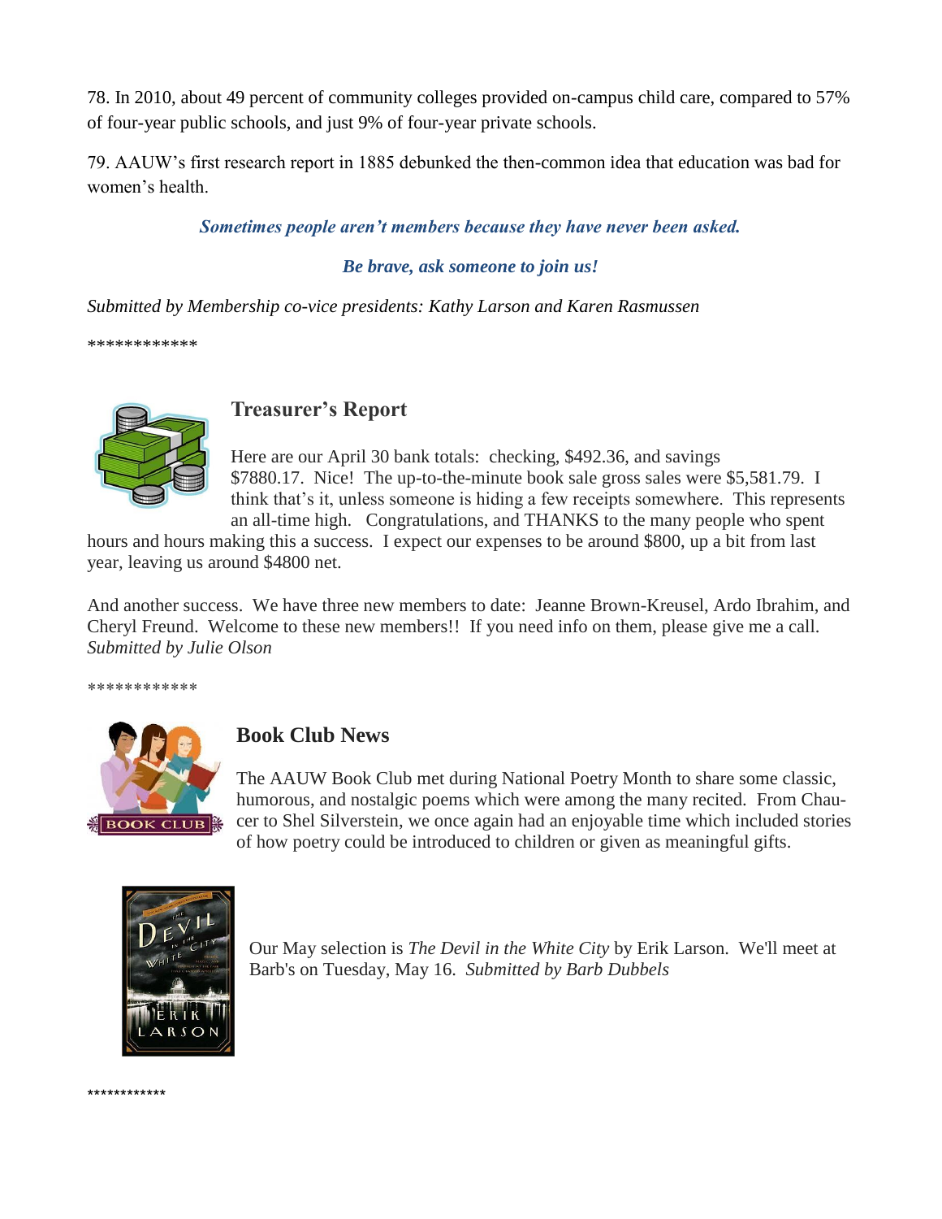78. In 2010, about 49 percent of community colleges provided on-campus child care, compared to 57% of four-year public schools, and just 9% of four-year private schools.

79. AAUW's first research report in 1885 debunked the then-common idea that education was bad for women's health.

***Sometimes people aren't members because they have never been asked.***

***Be brave, ask someone to join us!***

*Submitted by Membership co-vice presidents: Kathy Larson and Karen Rasmussen*

************

## Treasurer's Report

Here are our April 30 bank totals: checking, $492.36, and savings $7880.17. Nice! The up-to-the-minute book sale gross sales were $5,581.79. I think that's it, unless someone is hiding a few receipts somewhere. This represents an all-time high. Congratulations, and THANKS to the many people who spent hours and hours making this a success. I expect our expenses to be around $800, up a bit from last year, leaving us around $4800 net.

And another success. We have three new members to date: Jeanne Brown-Kreusel, Ardo Ibrahim, and Cheryl Freund. Welcome to these new members!! If you need info on them, please give me a call. *Submitted by Julie Olson*

************

## Book Club News

The AAUW Book Club met during National Poetry Month to share some classic, humorous, and nostalgic poems which were among the many recited. From Chaucer to Shel Silverstein, we once again had an enjoyable time which included stories of how poetry could be introduced to children or given as meaningful gifts.

Our May selection is *The Devil in the White City* by Erik Larson. We'll meet at Barb's on Tuesday, May 16. *Submitted by Barb Dubbels*

************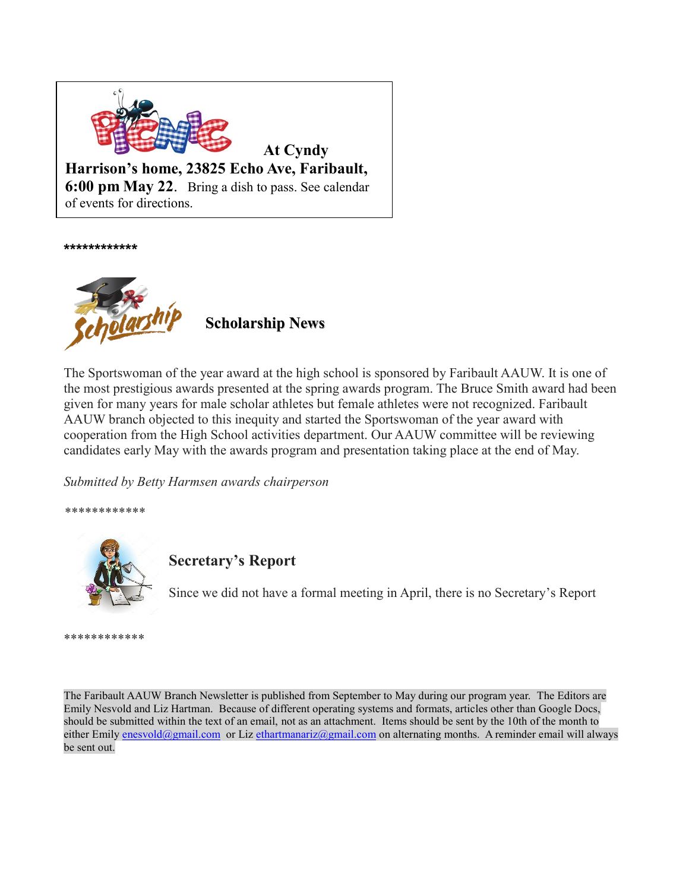**At Cyndy Harrison's home, 23825 Echo Ave, Faribault, 6:00 pm May 22**. Bring a dish to pass. See calendar of events for directions.

************

## Scholarship News

The Sportswoman of the year award at the high school is sponsored by Faribault AAUW. It is one of the most prestigious awards presented at the spring awards program. The Bruce Smith award had been given for many years for male scholar athletes but female athletes were not recognized. Faribault AAUW branch objected to this inequity and started the Sportswoman of the year award with cooperation from the High School activities department. Our AAUW committee will be reviewing candidates early May with the awards program and presentation taking place at the end of May.

*Submitted by Betty Harmsen awards chairperson*

************

## Secretary's Report

Since we did not have a formal meeting in April, there is no Secretary's Report

************

The Faribault AAUW Branch Newsletter is published from September to May during our program year. The Editors are Emily Nesvold and Liz Hartman. Because of different operating systems and formats, articles other than Google Docs, should be submitted within the text of an email, not as an attachment. Items should be sent by the 10th of the month to either Emily enesvold@gmail.com or Liz ethartmanariz@gmail.com on alternating months. A reminder email will always be sent out.